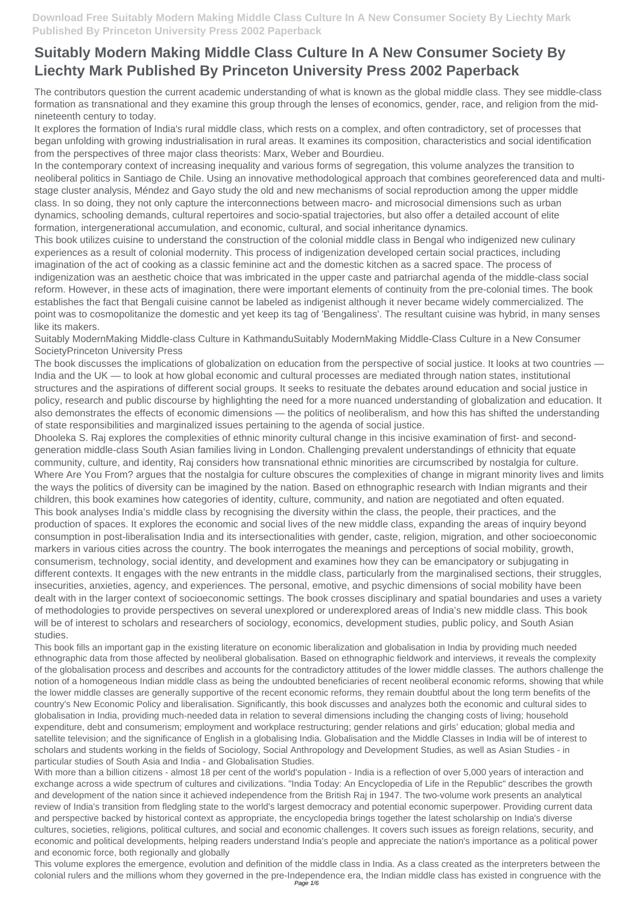# Suitably Modern Making Middle Class Culture In A New Consumer Society By Liechty Mark Published By Princeton University Press 2002 Paperback

The contributors question the current academic understanding of what is known as the global middle class. They see middle-class formation as transnational and they examine this group through the lenses of economics, gender, race, and religion from the mid-nineteenth century to today.

It explores the formation of India's rural middle class, which rests on a complex, and often contradictory, set of processes that began unfolding with growing industrialisation in rural areas. It examines its composition, characteristics and social identification from the perspectives of three major class theorists: Marx, Weber and Bourdieu.

In the contemporary context of increasing inequality and various forms of segregation, this volume analyzes the transition to neoliberal politics in Santiago de Chile. Using an innovative methodological approach that combines georeferenced data and multi-stage cluster analysis, Méndez and Gayo study the old and new mechanisms of social reproduction among the upper middle class. In so doing, they not only capture the interconnections between macro- and microsocial dimensions such as urban dynamics, schooling demands, cultural repertoires and socio-spatial trajectories, but also offer a detailed account of elite formation, intergenerational accumulation, and economic, cultural, and social inheritance dynamics.

This book utilizes cuisine to understand the construction of the colonial middle class in Bengal who indigenized new culinary experiences as a result of colonial modernity. This process of indigenization developed certain social practices, including imagination of the act of cooking as a classic feminine act and the domestic kitchen as a sacred space. The process of indigenization was an aesthetic choice that was imbricated in the upper caste and patriarchal agenda of the middle-class social reform. However, in these acts of imagination, there were important elements of continuity from the pre-colonial times. The book establishes the fact that Bengali cuisine cannot be labeled as indigenist although it never became widely commercialized. The point was to cosmopolitanize the domestic and yet keep its tag of 'Bengaliness'. The resultant cuisine was hybrid, in many senses like its makers.

Suitably ModernMaking Middle-class Culture in KathmanduSuitably ModernMaking Middle-Class Culture in a New Consumer SocietyPrinceton University Press

The book discusses the implications of globalization on education from the perspective of social justice. It looks at two countries — India and the UK — to look at how global economic and cultural processes are mediated through nation states, institutional structures and the aspirations of different social groups. It seeks to resituate the debates around education and social justice in policy, research and public discourse by highlighting the need for a more nuanced understanding of globalization and education. It also demonstrates the effects of economic dimensions — the politics of neoliberalism, and how this has shifted the understanding of state responsibilities and marginalized issues pertaining to the agenda of social justice.

Dhooleka S. Raj explores the complexities of ethnic minority cultural change in this incisive examination of first- and second-generation middle-class South Asian families living in London. Challenging prevalent understandings of ethnicity that equate community, culture, and identity, Raj considers how transnational ethnic minorities are circumscribed by nostalgia for culture. Where Are You From? argues that the nostalgia for culture obscures the complexities of change in migrant minority lives and limits the ways the politics of diversity can be imagined by the nation. Based on ethnographic research with Indian migrants and their children, this book examines how categories of identity, culture, community, and nation are negotiated and often equated.

This book analyses India's middle class by recognising the diversity within the class, the people, their practices, and the production of spaces. It explores the economic and social lives of the new middle class, expanding the areas of inquiry beyond consumption in post-liberalisation India and its intersectionalities with gender, caste, religion, migration, and other socioeconomic markers in various cities across the country. The book interrogates the meanings and perceptions of social mobility, growth, consumerism, technology, social identity, and development and examines how they can be emancipatory or subjugating in different contexts. It engages with the new entrants in the middle class, particularly from the marginalised sections, their struggles, insecurities, anxieties, agency, and experiences. The personal, emotive, and psychic dimensions of social mobility have been dealt with in the larger context of socioeconomic settings. The book crosses disciplinary and spatial boundaries and uses a variety of methodologies to provide perspectives on several unexplored or underexplored areas of India's new middle class. This book will be of interest to scholars and researchers of sociology, economics, development studies, public policy, and South Asian studies.

This book fills an important gap in the existing literature on economic liberalization and globalisation in India by providing much needed ethnographic data from those affected by neoliberal globalisation. Based on ethnographic fieldwork and interviews, it reveals the complexity of the globalisation process and describes and accounts for the contradictory attitudes of the lower middle classes. The authors challenge the notion of a homogeneous Indian middle class as being the undoubted beneficiaries of recent neoliberal economic reforms, showing that while the lower middle classes are generally supportive of the recent economic reforms, they remain doubtful about the long term benefits of the country's New Economic Policy and liberalisation. Significantly, this book discusses and analyzes both the economic and cultural sides to globalisation in India, providing much-needed data in relation to several dimensions including the changing costs of living; household expenditure, debt and consumerism; employment and workplace restructuring; gender relations and girls' education; global media and satellite television; and the significance of English in a globalising India. Globalisation and the Middle Classes in India will be of interest to scholars and students working in the fields of Sociology, Social Anthropology and Development Studies, as well as Asian Studies - in particular studies of South Asia and India - and Globalisation Studies.

With more than a billion citizens - almost 18 per cent of the world's population - India is a reflection of over 5,000 years of interaction and exchange across a wide spectrum of cultures and civilizations. "India Today: An Encyclopedia of Life in the Republic" describes the growth and development of the nation since it achieved independence from the British Raj in 1947. The two-volume work presents an analytical review of India's transition from fledgling state to the world's largest democracy and potential economic superpower. Providing current data and perspective backed by historical context as appropriate, the encyclopedia brings together the latest scholarship on India's diverse cultures, societies, religions, political cultures, and social and economic challenges. It covers such issues as foreign relations, security, and economic and political developments, helping readers understand India's people and appreciate the nation's importance as a political power and economic force, both regionally and globally

This volume explores the emergence, evolution and definition of the middle class in India. As a class created as the interpreters between the colonial rulers and the millions whom they governed in the pre-Independence era, the Indian middle class has existed in congruence with the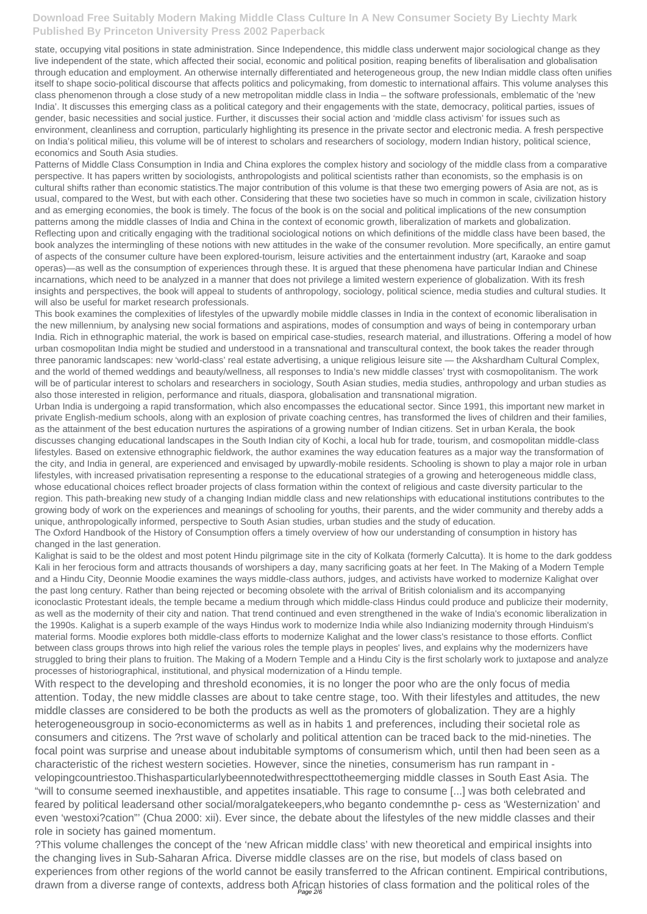state, occupying vital positions in state administration. Since Independence, this middle class underwent major sociological change as they live independent of the state, which affected their social, economic and political position, reaping benefits of liberalisation and globalisation through education and employment. An otherwise internally differentiated and heterogeneous group, the new Indian middle class often unifies itself to shape socio-political discourse that affects politics and policymaking, from domestic to international affairs. This volume analyses this class phenomenon through a close study of a new metropolitan middle class in India – the software professionals, emblematic of the 'new India'. It discusses this emerging class as a political category and their engagements with the state, democracy, political parties, issues of gender, basic necessities and social justice. Further, it discusses their social action and 'middle class activism' for issues such as environment, cleanliness and corruption, particularly highlighting its presence in the private sector and electronic media. A fresh perspective on India's political milieu, this volume will be of interest to scholars and researchers of sociology, modern Indian history, political science, economics and South Asia studies.

Patterns of Middle Class Consumption in India and China explores the complex history and sociology of the middle class from a comparative perspective. It has papers written by sociologists, anthropologists and political scientists rather than economists, so the emphasis is on cultural shifts rather than economic statistics.The major contribution of this volume is that these two emerging powers of Asia are not, as is usual, compared to the West, but with each other. Considering that these two societies have so much in common in scale, civilization history and as emerging economies, the book is timely. The focus of the book is on the social and political implications of the new consumption patterns among the middle classes of India and China in the context of economic growth, liberalization of markets and globalization. Reflecting upon and critically engaging with the traditional sociological notions on which definitions of the middle class have been based, the book analyzes the intermingling of these notions with new attitudes in the wake of the consumer revolution. More specifically, an entire gamut of aspects of the consumer culture have been explored-tourism, leisure activities and the entertainment industry (art, Karaoke and soap operas)—as well as the consumption of experiences through these. It is argued that these phenomena have particular Indian and Chinese incarnations, which need to be analyzed in a manner that does not privilege a limited western experience of globalization. With its fresh insights and perspectives, the book will appeal to students of anthropology, sociology, political science, media studies and cultural studies. It will also be useful for market research professionals.

This book examines the complexities of lifestyles of the upwardly mobile middle classes in India in the context of economic liberalisation in the new millennium, by analysing new social formations and aspirations, modes of consumption and ways of being in contemporary urban India. Rich in ethnographic material, the work is based on empirical case-studies, research material, and illustrations. Offering a model of how urban cosmopolitan India might be studied and understood in a transnational and transcultural context, the book takes the reader through three panoramic landscapes: new 'world-class' real estate advertising, a unique religious leisure site — the Akshardham Cultural Complex, and the world of themed weddings and beauty/wellness, all responses to India's new middle classes' tryst with cosmopolitanism. The work will be of particular interest to scholars and researchers in sociology, South Asian studies, media studies, anthropology and urban studies as also those interested in religion, performance and rituals, diaspora, globalisation and transnational migration.

Urban India is undergoing a rapid transformation, which also encompasses the educational sector. Since 1991, this important new market in private English-medium schools, along with an explosion of private coaching centres, has transformed the lives of children and their families, as the attainment of the best education nurtures the aspirations of a growing number of Indian citizens. Set in urban Kerala, the book discusses changing educational landscapes in the South Indian city of Kochi, a local hub for trade, tourism, and cosmopolitan middle-class lifestyles. Based on extensive ethnographic fieldwork, the author examines the way education features as a major way the transformation of the city, and India in general, are experienced and envisaged by upwardly-mobile residents. Schooling is shown to play a major role in urban lifestyles, with increased privatisation representing a response to the educational strategies of a growing and heterogeneous middle class, whose educational choices reflect broader projects of class formation within the context of religious and caste diversity particular to the region. This path-breaking new study of a changing Indian middle class and new relationships with educational institutions contributes to the growing body of work on the experiences and meanings of schooling for youths, their parents, and the wider community and thereby adds a unique, anthropologically informed, perspective to South Asian studies, urban studies and the study of education.

The Oxford Handbook of the History of Consumption offers a timely overview of how our understanding of consumption in history has changed in the last generation.

Kalighat is said to be the oldest and most potent Hindu pilgrimage site in the city of Kolkata (formerly Calcutta). It is home to the dark goddess Kali in her ferocious form and attracts thousands of worshipers a day, many sacrificing goats at her feet. In The Making of a Modern Temple and a Hindu City, Deonnie Moodie examines the ways middle-class authors, judges, and activists have worked to modernize Kalighat over the past long century. Rather than being rejected or becoming obsolete with the arrival of British colonialism and its accompanying iconoclastic Protestant ideals, the temple became a medium through which middle-class Hindus could produce and publicize their modernity, as well as the modernity of their city and nation. That trend continued and even strengthened in the wake of India's economic liberalization in the 1990s. Kalighat is a superb example of the ways Hindus work to modernize India while also Indianizing modernity through Hinduism's material forms. Moodie explores both middle-class efforts to modernize Kalighat and the lower class's resistance to those efforts. Conflict between class groups throws into high relief the various roles the temple plays in peoples' lives, and explains why the modernizers have struggled to bring their plans to fruition. The Making of a Modern Temple and a Hindu City is the first scholarly work to juxtapose and analyze processes of historiographical, institutional, and physical modernization of a Hindu temple.

With respect to the developing and threshold economies, it is no longer the poor who are the only focus of media attention. Today, the new middle classes are about to take centre stage, too. With their lifestyles and attitudes, the new middle classes are considered to be both the products as well as the promoters of globalization. They are a highly heterogeneousgroup in socio-economicterms as well as in habits 1 and preferences, including their societal role as consumers and citizens. The ?rst wave of scholarly and political attention can be traced back to the mid-nineties. The focal point was surprise and unease about indubitable symptoms of consumerism which, until then had been seen as a characteristic of the richest western societies. However, since the nineties, consumerism has run rampant in -velopingcountriestoo.Thishasparticularlybeennotedwithrespecttotheemerging middle classes in South East Asia. The "will to consume seemed inexhaustible, and appetites insatiable. This rage to consume [...] was both celebrated and feared by political leadersand other social/moralgatekeepers,who beganto condemnthe p- cess as 'Westernization' and even 'westoxi?cation"' (Chua 2000: xii). Ever since, the debate about the lifestyles of the new middle classes and their role in society has gained momentum.

?This volume challenges the concept of the 'new African middle class' with new theoretical and empirical insights into the changing lives in Sub-Saharan Africa. Diverse middle classes are on the rise, but models of class based on experiences from other regions of the world cannot be easily transferred to the African continent. Empirical contributions, drawn from a diverse range of contexts, address both African histories of class formation and the political roles of the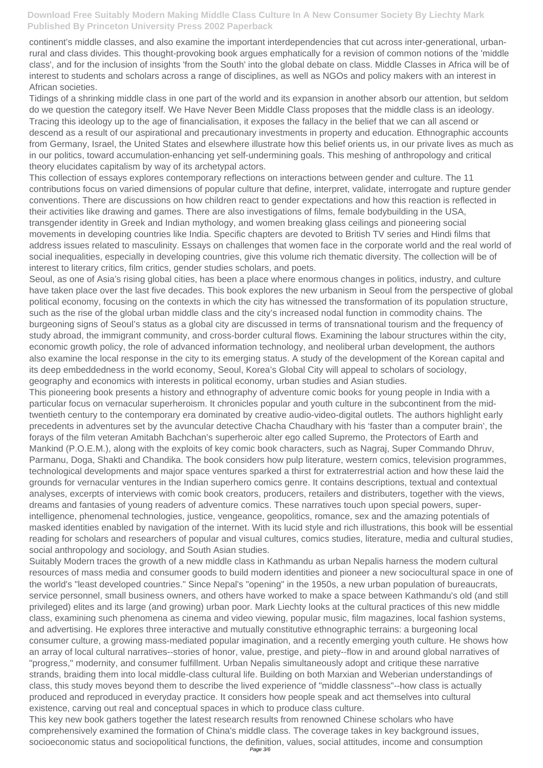continent's middle classes, and also examine the important interdependencies that cut across inter-generational, urban-rural and class divides. This thought-provoking book argues emphatically for a revision of common notions of the 'middle class', and for the inclusion of insights 'from the South' into the global debate on class. Middle Classes in Africa will be of interest to students and scholars across a range of disciplines, as well as NGOs and policy makers with an interest in African societies.

Tidings of a shrinking middle class in one part of the world and its expansion in another absorb our attention, but seldom do we question the category itself. We Have Never Been Middle Class proposes that the middle class is an ideology. Tracing this ideology up to the age of financialisation, it exposes the fallacy in the belief that we can all ascend or descend as a result of our aspirational and precautionary investments in property and education. Ethnographic accounts from Germany, Israel, the United States and elsewhere illustrate how this belief orients us, in our private lives as much as in our politics, toward accumulation-enhancing yet self-undermining goals. This meshing of anthropology and critical theory elucidates capitalism by way of its archetypal actors.

This collection of essays explores contemporary reflections on interactions between gender and culture. The 11 contributions focus on varied dimensions of popular culture that define, interpret, validate, interrogate and rupture gender conventions. There are discussions on how children react to gender expectations and how this reaction is reflected in their activities like drawing and games. There are also investigations of films, female bodybuilding in the USA, transgender identity in Greek and Indian mythology, and women breaking glass ceilings and pioneering social movements in developing countries like India. Specific chapters are devoted to British TV series and Hindi films that address issues related to masculinity. Essays on challenges that women face in the corporate world and the real world of social inequalities, especially in developing countries, give this volume rich thematic diversity. The collection will be of interest to literary critics, film critics, gender studies scholars, and poets.

Seoul, as one of Asia's rising global cities, has been a place where enormous changes in politics, industry, and culture have taken place over the last five decades. This book explores the new urbanism in Seoul from the perspective of global political economy, focusing on the contexts in which the city has witnessed the transformation of its population structure, such as the rise of the global urban middle class and the city's increased nodal function in commodity chains. The burgeoning signs of Seoul's status as a global city are discussed in terms of transnational tourism and the frequency of study abroad, the immigrant community, and cross-border cultural flows. Examining the labour structures within the city, economic growth policy, the role of advanced information technology, and neoliberal urban development, the authors also examine the local response in the city to its emerging status. A study of the development of the Korean capital and its deep embeddedness in the world economy, Seoul, Korea's Global City will appeal to scholars of sociology, geography and economics with interests in political economy, urban studies and Asian studies.

This pioneering book presents a history and ethnography of adventure comic books for young people in India with a particular focus on vernacular superheroism. It chronicles popular and youth culture in the subcontinent from the mid-twentieth century to the contemporary era dominated by creative audio-video-digital outlets. The authors highlight early precedents in adventures set by the avuncular detective Chacha Chaudhary with his 'faster than a computer brain', the forays of the film veteran Amitabh Bachchan's superheroic alter ego called Supremo, the Protectors of Earth and Mankind (P.O.E.M.), along with the exploits of key comic book characters, such as Nagraj, Super Commando Dhruv, Parmanu, Doga, Shakti and Chandika. The book considers how pulp literature, western comics, television programmes, technological developments and major space ventures sparked a thirst for extraterrestrial action and how these laid the grounds for vernacular ventures in the Indian superhero comics genre. It contains descriptions, textual and contextual analyses, excerpts of interviews with comic book creators, producers, retailers and distributers, together with the views, dreams and fantasies of young readers of adventure comics. These narratives touch upon special powers, super-intelligence, phenomenal technologies, justice, vengeance, geopolitics, romance, sex and the amazing potentials of masked identities enabled by navigation of the internet. With its lucid style and rich illustrations, this book will be essential reading for scholars and researchers of popular and visual cultures, comics studies, literature, media and cultural studies, social anthropology and sociology, and South Asian studies.

Suitably Modern traces the growth of a new middle class in Kathmandu as urban Nepalis harness the modern cultural resources of mass media and consumer goods to build modern identities and pioneer a new sociocultural space in one of the world's "least developed countries." Since Nepal's "opening" in the 1950s, a new urban population of bureaucrats, service personnel, small business owners, and others have worked to make a space between Kathmandu's old (and still privileged) elites and its large (and growing) urban poor. Mark Liechty looks at the cultural practices of this new middle class, examining such phenomena as cinema and video viewing, popular music, film magazines, local fashion systems, and advertising. He explores three interactive and mutually constitutive ethnographic terrains: a burgeoning local consumer culture, a growing mass-mediated popular imagination, and a recently emerging youth culture. He shows how an array of local cultural narratives--stories of honor, value, prestige, and piety--flow in and around global narratives of "progress," modernity, and consumer fulfillment. Urban Nepalis simultaneously adopt and critique these narrative strands, braiding them into local middle-class cultural life. Building on both Marxian and Weberian understandings of class, this study moves beyond them to describe the lived experience of "middle classness"--how class is actually produced and reproduced in everyday practice. It considers how people speak and act themselves into cultural existence, carving out real and conceptual spaces in which to produce class culture.

This key new book gathers together the latest research results from renowned Chinese scholars who have comprehensively examined the formation of China's middle class. The coverage takes in key background issues, socioeconomic status and sociopolitical functions, the definition, values, social attitudes, income and consumption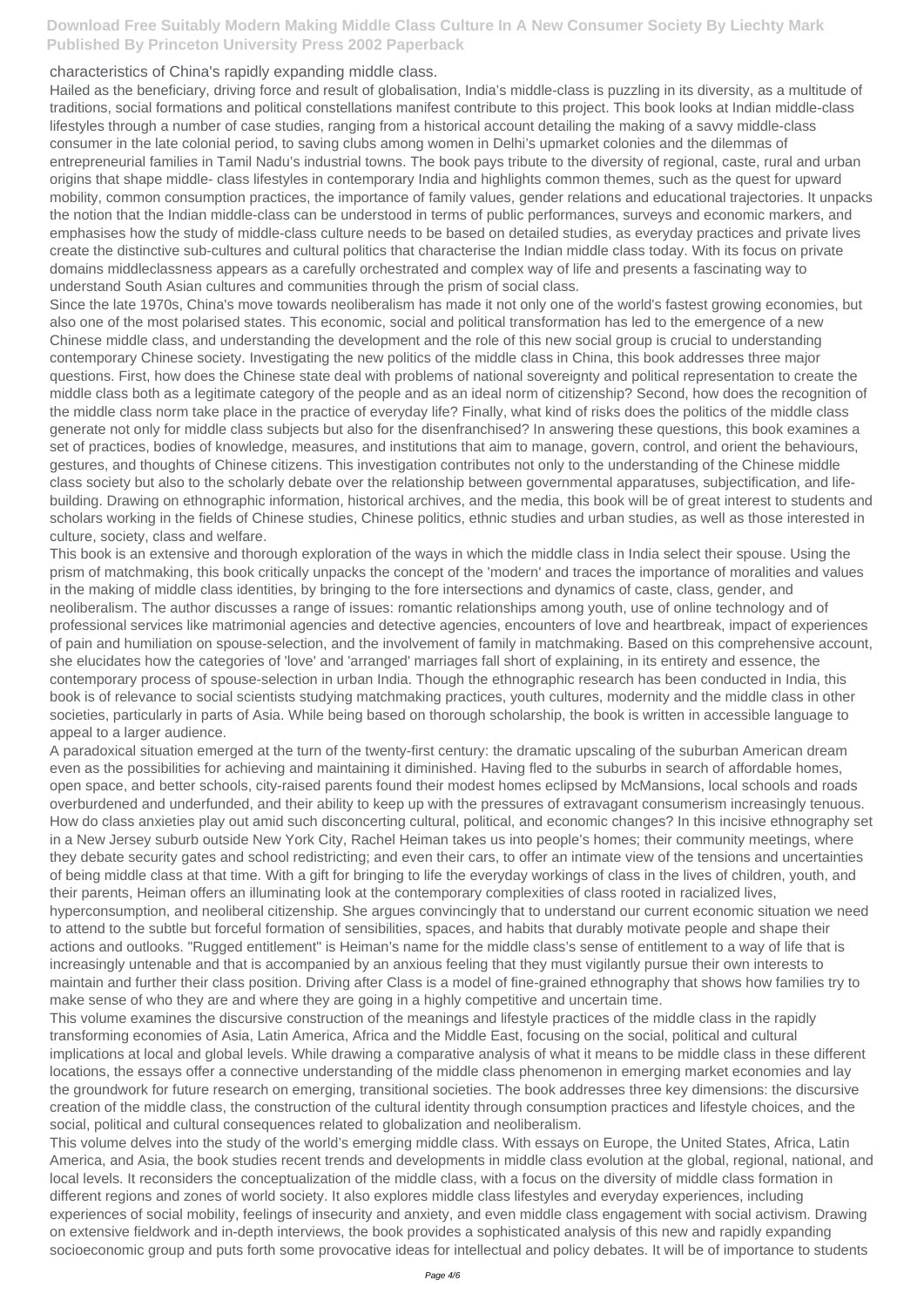characteristics of China's rapidly expanding middle class.

Hailed as the beneficiary, driving force and result of globalisation, India's middle-class is puzzling in its diversity, as a multitude of traditions, social formations and political constellations manifest contribute to this project. This book looks at Indian middle-class lifestyles through a number of case studies, ranging from a historical account detailing the making of a savvy middle-class consumer in the late colonial period, to saving clubs among women in Delhi's upmarket colonies and the dilemmas of entrepreneurial families in Tamil Nadu's industrial towns. The book pays tribute to the diversity of regional, caste, rural and urban origins that shape middle- class lifestyles in contemporary India and highlights common themes, such as the quest for upward mobility, common consumption practices, the importance of family values, gender relations and educational trajectories. It unpacks the notion that the Indian middle-class can be understood in terms of public performances, surveys and economic markers, and emphasises how the study of middle-class culture needs to be based on detailed studies, as everyday practices and private lives create the distinctive sub-cultures and cultural politics that characterise the Indian middle class today. With its focus on private domains middleclassness appears as a carefully orchestrated and complex way of life and presents a fascinating way to understand South Asian cultures and communities through the prism of social class.

Since the late 1970s, China's move towards neoliberalism has made it not only one of the world's fastest growing economies, but also one of the most polarised states. This economic, social and political transformation has led to the emergence of a new Chinese middle class, and understanding the development and the role of this new social group is crucial to understanding contemporary Chinese society. Investigating the new politics of the middle class in China, this book addresses three major questions. First, how does the Chinese state deal with problems of national sovereignty and political representation to create the middle class both as a legitimate category of the people and as an ideal norm of citizenship? Second, how does the recognition of the middle class norm take place in the practice of everyday life? Finally, what kind of risks does the politics of the middle class generate not only for middle class subjects but also for the disenfranchised? In answering these questions, this book examines a set of practices, bodies of knowledge, measures, and institutions that aim to manage, govern, control, and orient the behaviours, gestures, and thoughts of Chinese citizens. This investigation contributes not only to the understanding of the Chinese middle class society but also to the scholarly debate over the relationship between governmental apparatuses, subjectification, and life-building. Drawing on ethnographic information, historical archives, and the media, this book will be of great interest to students and scholars working in the fields of Chinese studies, Chinese politics, ethnic studies and urban studies, as well as those interested in culture, society, class and welfare.

This book is an extensive and thorough exploration of the ways in which the middle class in India select their spouse. Using the prism of matchmaking, this book critically unpacks the concept of the 'modern' and traces the importance of moralities and values in the making of middle class identities, by bringing to the fore intersections and dynamics of caste, class, gender, and neoliberalism. The author discusses a range of issues: romantic relationships among youth, use of online technology and of professional services like matrimonial agencies and detective agencies, encounters of love and heartbreak, impact of experiences of pain and humiliation on spouse-selection, and the involvement of family in matchmaking. Based on this comprehensive account, she elucidates how the categories of 'love' and 'arranged' marriages fall short of explaining, in its entirety and essence, the contemporary process of spouse-selection in urban India. Though the ethnographic research has been conducted in India, this book is of relevance to social scientists studying matchmaking practices, youth cultures, modernity and the middle class in other societies, particularly in parts of Asia. While being based on thorough scholarship, the book is written in accessible language to appeal to a larger audience.

A paradoxical situation emerged at the turn of the twenty-first century: the dramatic upscaling of the suburban American dream even as the possibilities for achieving and maintaining it diminished. Having fled to the suburbs in search of affordable homes, open space, and better schools, city-raised parents found their modest homes eclipsed by McMansions, local schools and roads overburdened and underfunded, and their ability to keep up with the pressures of extravagant consumerism increasingly tenuous. How do class anxieties play out amid such disconcerting cultural, political, and economic changes? In this incisive ethnography set in a New Jersey suburb outside New York City, Rachel Heiman takes us into people's homes; their community meetings, where they debate security gates and school redistricting; and even their cars, to offer an intimate view of the tensions and uncertainties of being middle class at that time. With a gift for bringing to life the everyday workings of class in the lives of children, youth, and their parents, Heiman offers an illuminating look at the contemporary complexities of class rooted in racialized lives, hyperconsumption, and neoliberal citizenship. She argues convincingly that to understand our current economic situation we need to attend to the subtle but forceful formation of sensibilities, spaces, and habits that durably motivate people and shape their actions and outlooks. "Rugged entitlement" is Heiman's name for the middle class's sense of entitlement to a way of life that is increasingly untenable and that is accompanied by an anxious feeling that they must vigilantly pursue their own interests to maintain and further their class position. Driving after Class is a model of fine-grained ethnography that shows how families try to make sense of who they are and where they are going in a highly competitive and uncertain time.

This volume examines the discursive construction of the meanings and lifestyle practices of the middle class in the rapidly transforming economies of Asia, Latin America, Africa and the Middle East, focusing on the social, political and cultural implications at local and global levels. While drawing a comparative analysis of what it means to be middle class in these different locations, the essays offer a connective understanding of the middle class phenomenon in emerging market economies and lay the groundwork for future research on emerging, transitional societies. The book addresses three key dimensions: the discursive creation of the middle class, the construction of the cultural identity through consumption practices and lifestyle choices, and the social, political and cultural consequences related to globalization and neoliberalism.

This volume delves into the study of the world's emerging middle class. With essays on Europe, the United States, Africa, Latin America, and Asia, the book studies recent trends and developments in middle class evolution at the global, regional, national, and local levels. It reconsiders the conceptualization of the middle class, with a focus on the diversity of middle class formation in different regions and zones of world society. It also explores middle class lifestyles and everyday experiences, including experiences of social mobility, feelings of insecurity and anxiety, and even middle class engagement with social activism. Drawing on extensive fieldwork and in-depth interviews, the book provides a sophisticated analysis of this new and rapidly expanding socioeconomic group and puts forth some provocative ideas for intellectual and policy debates. It will be of importance to students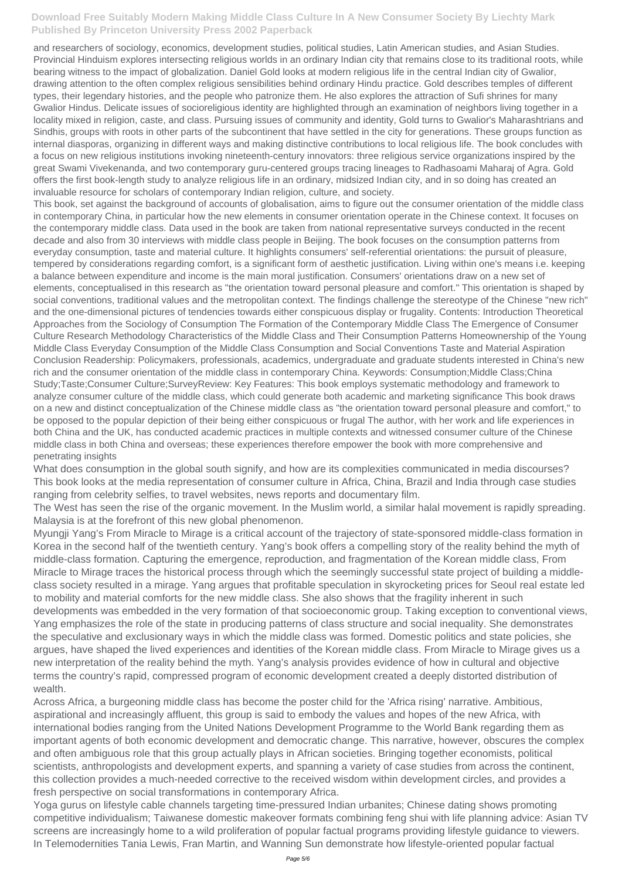and researchers of sociology, economics, development studies, political studies, Latin American studies, and Asian Studies.

Provincial Hinduism explores intersecting religious worlds in an ordinary Indian city that remains close to its traditional roots, while bearing witness to the impact of globalization. Daniel Gold looks at modern religious life in the central Indian city of Gwalior, drawing attention to the often complex religious sensibilities behind ordinary Hindu practice. Gold describes temples of different types, their legendary histories, and the people who patronize them. He also explores the attraction of Sufi shrines for many Gwalior Hindus. Delicate issues of socioreligious identity are highlighted through an examination of neighbors living together in a locality mixed in religion, caste, and class. Pursuing issues of community and identity, Gold turns to Gwalior's Maharashtrians and Sindhis, groups with roots in other parts of the subcontinent that have settled in the city for generations. These groups function as internal diasporas, organizing in different ways and making distinctive contributions to local religious life. The book concludes with a focus on new religious institutions invoking nineteenth-century innovators: three religious service organizations inspired by the great Swami Vivekenanda, and two contemporary guru-centered groups tracing lineages to Radhasoami Maharaj of Agra. Gold offers the first book-length study to analyze religious life in an ordinary, midsized Indian city, and in so doing has created an invaluable resource for scholars of contemporary Indian religion, culture, and society.

This book, set against the background of accounts of globalisation, aims to figure out the consumer orientation of the middle class in contemporary China, in particular how the new elements in consumer orientation operate in the Chinese context. It focuses on the contemporary middle class. Data used in the book are taken from national representative surveys conducted in the recent decade and also from 30 interviews with middle class people in Beijing. The book focuses on the consumption patterns from everyday consumption, taste and material culture. It highlights consumers' self-referential orientations: the pursuit of pleasure, tempered by considerations regarding comfort, is a significant form of aesthetic justification. Living within one's means i.e. keeping a balance between expenditure and income is the main moral justification. Consumers' orientations draw on a new set of elements, conceptualised in this research as "the orientation toward personal pleasure and comfort." This orientation is shaped by social conventions, traditional values and the metropolitan context. The findings challenge the stereotype of the Chinese "new rich" and the one-dimensional pictures of tendencies towards either conspicuous display or frugality. Contents: Introduction Theoretical Approaches from the Sociology of Consumption The Formation of the Contemporary Middle Class The Emergence of Consumer Culture Research Methodology Characteristics of the Middle Class and Their Consumption Patterns Homeownership of the Young Middle Class Everyday Consumption of the Middle Class Consumption and Social Conventions Taste and Material Aspiration Conclusion Readership: Policymakers, professionals, academics, undergraduate and graduate students interested in China's new rich and the consumer orientation of the middle class in contemporary China. Keywords: Consumption;Middle Class;China Study;Taste;Consumer Culture;SurveyReview: Key Features: This book employs systematic methodology and framework to analyze consumer culture of the middle class, which could generate both academic and marketing significance This book draws on a new and distinct conceptualization of the Chinese middle class as "the orientation toward personal pleasure and comfort," to be opposed to the popular depiction of their being either conspicuous or frugal The author, with her work and life experiences in both China and the UK, has conducted academic practices in multiple contexts and witnessed consumer culture of the Chinese middle class in both China and overseas; these experiences therefore empower the book with more comprehensive and penetrating insights

What does consumption in the global south signify, and how are its complexities communicated in media discourses? This book looks at the media representation of consumer culture in Africa, China, Brazil and India through case studies ranging from celebrity selfies, to travel websites, news reports and documentary film.

The West has seen the rise of the organic movement. In the Muslim world, a similar halal movement is rapidly spreading. Malaysia is at the forefront of this new global phenomenon.

Myungji Yang's From Miracle to Mirage is a critical account of the trajectory of state-sponsored middle-class formation in Korea in the second half of the twentieth century. Yang's book offers a compelling story of the reality behind the myth of middle-class formation. Capturing the emergence, reproduction, and fragmentation of the Korean middle class, From Miracle to Mirage traces the historical process through which the seemingly successful state project of building a middle-class society resulted in a mirage. Yang argues that profitable speculation in skyrocketing prices for Seoul real estate led to mobility and material comforts for the new middle class. She also shows that the fragility inherent in such developments was embedded in the very formation of that socioeconomic group. Taking exception to conventional views, Yang emphasizes the role of the state in producing patterns of class structure and social inequality. She demonstrates the speculative and exclusionary ways in which the middle class was formed. Domestic politics and state policies, she argues, have shaped the lived experiences and identities of the Korean middle class. From Miracle to Mirage gives us a new interpretation of the reality behind the myth. Yang's analysis provides evidence of how in cultural and objective terms the country's rapid, compressed program of economic development created a deeply distorted distribution of wealth.

Across Africa, a burgeoning middle class has become the poster child for the 'Africa rising' narrative. Ambitious, aspirational and increasingly affluent, this group is said to embody the values and hopes of the new Africa, with international bodies ranging from the United Nations Development Programme to the World Bank regarding them as important agents of both economic development and democratic change. This narrative, however, obscures the complex and often ambiguous role that this group actually plays in African societies. Bringing together economists, political scientists, anthropologists and development experts, and spanning a variety of case studies from across the continent, this collection provides a much-needed corrective to the received wisdom within development circles, and provides a fresh perspective on social transformations in contemporary Africa.

Yoga gurus on lifestyle cable channels targeting time-pressured Indian urbanites; Chinese dating shows promoting competitive individualism; Taiwanese domestic makeover formats combining feng shui with life planning advice: Asian TV screens are increasingly home to a wild proliferation of popular factual programs providing lifestyle guidance to viewers. In Telemodernities Tania Lewis, Fran Martin, and Wanning Sun demonstrate how lifestyle-oriented popular factual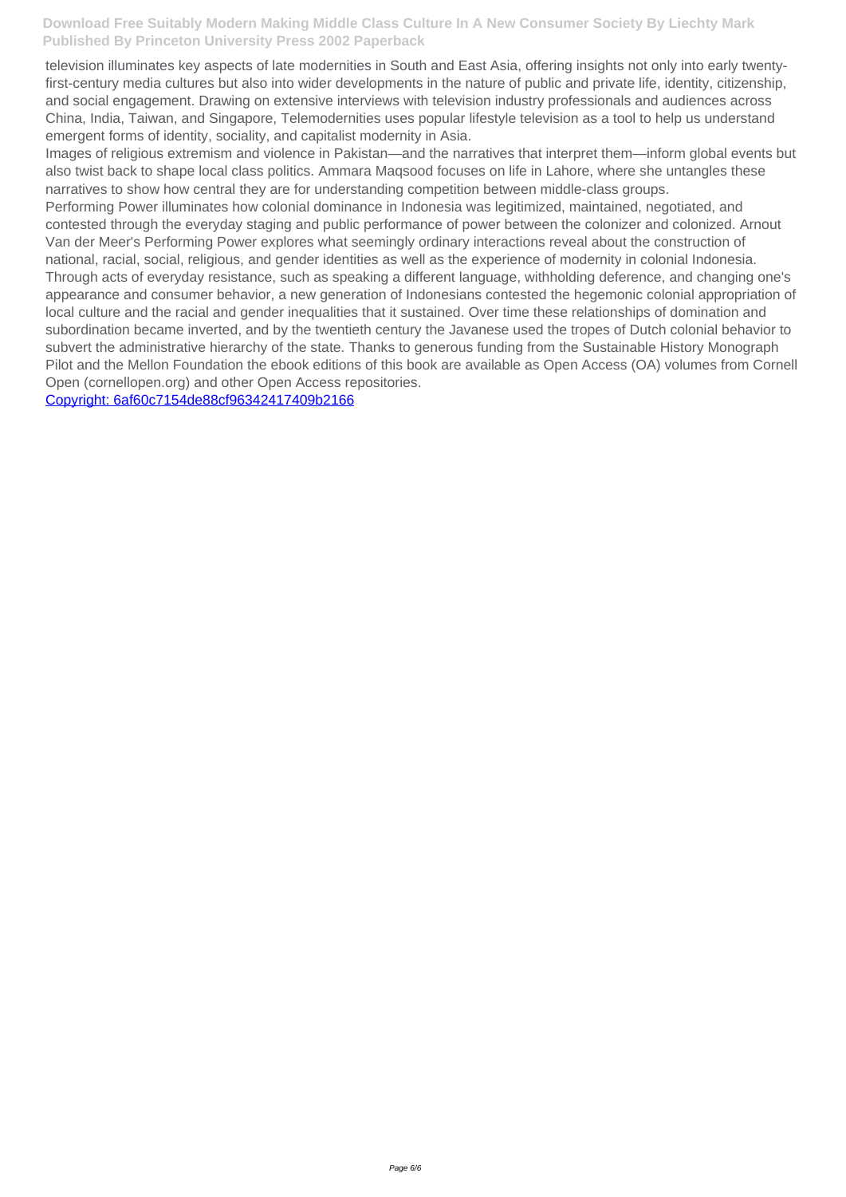television illuminates key aspects of late modernities in South and East Asia, offering insights not only into early twenty-first-century media cultures but also into wider developments in the nature of public and private life, identity, citizenship, and social engagement. Drawing on extensive interviews with television industry professionals and audiences across China, India, Taiwan, and Singapore, Telemodernities uses popular lifestyle television as a tool to help us understand emergent forms of identity, sociality, and capitalist modernity in Asia.

Images of religious extremism and violence in Pakistan—and the narratives that interpret them—inform global events but also twist back to shape local class politics. Ammara Maqsood focuses on life in Lahore, where she untangles these narratives to show how central they are for understanding competition between middle-class groups.

Performing Power illuminates how colonial dominance in Indonesia was legitimized, maintained, negotiated, and contested through the everyday staging and public performance of power between the colonizer and colonized. Arnout Van der Meer's Performing Power explores what seemingly ordinary interactions reveal about the construction of national, racial, social, religious, and gender identities as well as the experience of modernity in colonial Indonesia. Through acts of everyday resistance, such as speaking a different language, withholding deference, and changing one's appearance and consumer behavior, a new generation of Indonesians contested the hegemonic colonial appropriation of local culture and the racial and gender inequalities that it sustained. Over time these relationships of domination and subordination became inverted, and by the twentieth century the Javanese used the tropes of Dutch colonial behavior to subvert the administrative hierarchy of the state. Thanks to generous funding from the Sustainable History Monograph Pilot and the Mellon Foundation the ebook editions of this book are available as Open Access (OA) volumes from Cornell Open (cornellopen.org) and other Open Access repositories.

Copyright: 6af60c7154de88cf96342417409b2166